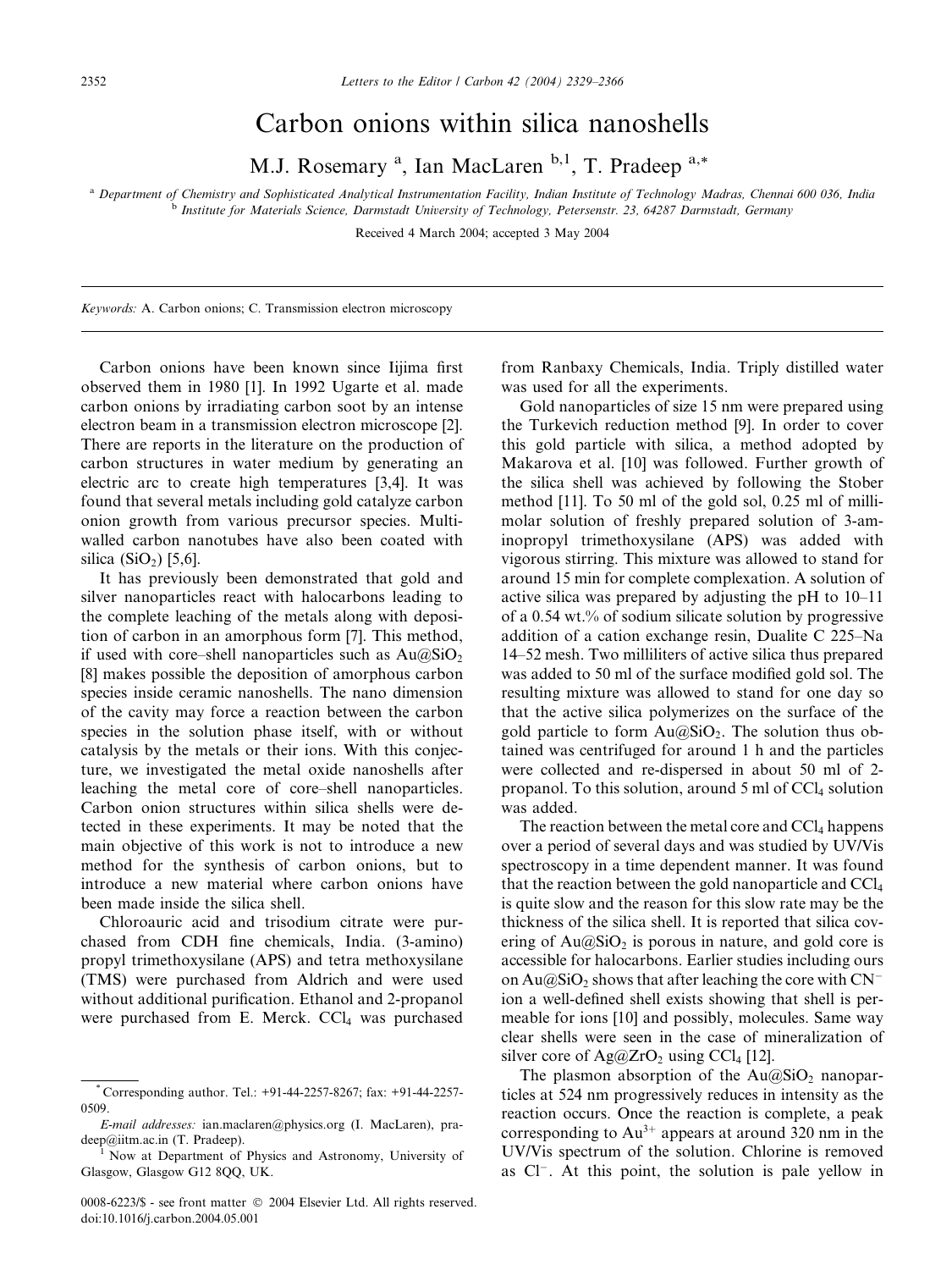# Carbon onions within silica nanoshells

M.J. Rosemary [a], Ian MacLaren [b,1], T. Pradeep [a,*]

[a] Department of Chemistry and Sophisticated Analytical Instrumentation Facility, Indian Institute of Technology Madras, Chennai 600 036, India

[b] Institute for Materials Science, Darmstadt University of Technology, Petersenstr. 23, 64287 Darmstadt, Germany

Received 4 March 2004; accepted 3 May 2004

*Keywords:* A. Carbon onions; C. Transmission electron microscopy

Carbon onions have been known since Iijima first observed them in 1980 [1]. In 1992 Ugarte et al. made carbon onions by irradiating carbon soot by an intense electron beam in a transmission electron microscope [2]. There are reports in the literature on the production of carbon structures in water medium by generating an electric arc to create high temperatures [3,4]. It was found that several metals including gold catalyze carbon onion growth from various precursor species. Multi-walled carbon nanotubes have also been coated with silica ($SiO_2$) [5,6].

It has previously been demonstrated that gold and silver nanoparticles react with halocarbons leading to the complete leaching of the metals along with deposition of carbon in an amorphous form [7]. This method, if used with core–shell nanoparticles such as $Au@SiO_2$ [8] makes possible the deposition of amorphous carbon species inside ceramic nanoshells. The nano dimension of the cavity may force a reaction between the carbon species in the solution phase itself, with or without catalysis by the metals or their ions. With this conjecture, we investigated the metal oxide nanoshells after leaching the metal core of core–shell nanoparticles. Carbon onion structures within silica shells were detected in these experiments. It may be noted that the main objective of this work is not to introduce a new method for the synthesis of carbon onions, but to introduce a new material where carbon onions have been made inside the silica shell.

Chloroauric acid and trisodium citrate were purchased from CDH fine chemicals, India. (3-amino) propyl trimethoxysilane (APS) and tetra methoxysilane (TMS) were purchased from Aldrich and were used without additional purification. Ethanol and 2-propanol were purchased from E. Merck. $CCl_4$ was purchased from Ranbaxy Chemicals, India. Triply distilled water was used for all the experiments.

Gold nanoparticles of size 15 nm were prepared using the Turkevich reduction method [9]. In order to cover this gold particle with silica, a method adopted by Makarova et al. [10] was followed. Further growth of the silica shell was achieved by following the Stober method [11]. To 50 ml of the gold sol, 0.25 ml of millimolar solution of freshly prepared solution of 3-aminopropyl trimethoxysilane (APS) was added with vigorous stirring. This mixture was allowed to stand for around 15 min for complete complexation. A solution of active silica was prepared by adjusting the pH to 10–11 of a 0.54 wt.% of sodium silicate solution by progressive addition of a cation exchange resin, Dualite C 225–Na 14–52 mesh. Two milliliters of active silica thus prepared was added to 50 ml of the surface modified gold sol. The resulting mixture was allowed to stand for one day so that the active silica polymerizes on the surface of the gold particle to form $Au@SiO_2$. The solution thus obtained was centrifuged for around 1 h and the particles were collected and re-dispersed in about 50 ml of 2-propanol. To this solution, around 5 ml of $CCl_4$ solution was added.

The reaction between the metal core and $CCl_4$ happens over a period of several days and was studied by UV/Vis spectroscopy in a time dependent manner. It was found that the reaction between the gold nanoparticle and $CCl_4$ is quite slow and the reason for this slow rate may be the thickness of the silica shell. It is reported that silica covering of $Au@SiO_2$ is porous in nature, and gold core is accessible for halocarbons. Earlier studies including ours on $Au@SiO_2$ shows that after leaching the core with $CN^-$ ion a well-defined shell exists showing that shell is permeable for ions [10] and possibly, molecules. Same way clear shells were seen in the case of mineralization of silver core of $Ag@ZrO_2$ using $CCl_4$ [12].

The plasmon absorption of the $Au@SiO_2$ nanoparticles at 524 nm progressively reduces in intensity as the reaction occurs. Once the reaction is complete, a peak corresponding to $Au^{3+}$ appears at around 320 nm in the UV/Vis spectrum of the solution. Chlorine is removed as $Cl^-$. At this point, the solution is pale yellow in

* Corresponding author. Tel.: +91-44-2257-8267; fax: +91-44-2257-0509.

*E-mail addresses:* ian.maclaren@physics.org (I. MacLaren), pradeep@iitm.ac.in (T. Pradeep).

[1] Now at Department of Physics and Astronomy, University of Glasgow, Glasgow G12 8QQ, UK.

0008-6223/$ - see front matter © 2004 Elsevier Ltd. All rights reserved.
doi:10.1016/j.carbon.2004.05.001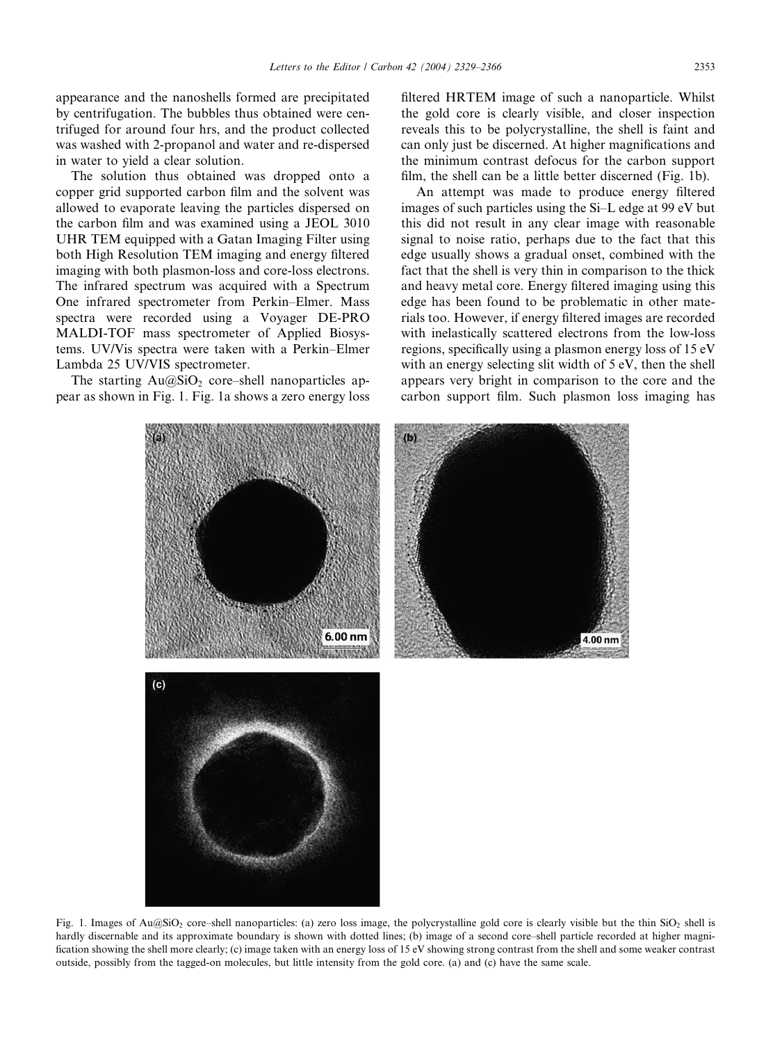appearance and the nanoshells formed are precipitated by centrifugation. The bubbles thus obtained were centrifuged for around four hrs, and the product collected was washed with 2-propanol and water and re-dispersed in water to yield a clear solution.

The solution thus obtained was dropped onto a copper grid supported carbon film and the solvent was allowed to evaporate leaving the particles dispersed on the carbon film and was examined using a JEOL 3010 UHR TEM equipped with a Gatan Imaging Filter using both High Resolution TEM imaging and energy filtered imaging with both plasmon-loss and core-loss electrons. The infrared spectrum was acquired with a Spectrum One infrared spectrometer from Perkin–Elmer. Mass spectra were recorded using a Voyager DE-PRO MALDI-TOF mass spectrometer of Applied Biosystems. UV/Vis spectra were taken with a Perkin–Elmer Lambda 25 UV/VIS spectrometer.

The starting Au@$SiO_2$ core–shell nanoparticles appear as shown in Fig. 1. Fig. 1a shows a zero energy loss filtered HRTEM image of such a nanoparticle. Whilst the gold core is clearly visible, and closer inspection reveals this to be polycrystalline, the shell is faint and can only just be discerned. At higher magnifications and the minimum contrast defocus for the carbon support film, the shell can be a little better discerned (Fig. 1b).

An attempt was made to produce energy filtered images of such particles using the Si–L edge at 99 eV but this did not result in any clear image with reasonable signal to noise ratio, perhaps due to the fact that this edge usually shows a gradual onset, combined with the fact that the shell is very thin in comparison to the thick and heavy metal core. Energy filtered imaging using this edge has been found to be problematic in other materials too. However, if energy filtered images are recorded with inelastically scattered electrons from the low-loss regions, specifically using a plasmon energy loss of 15 eV with an energy selecting slit width of 5 eV, then the shell appears very bright in comparison to the core and the carbon support film. Such plasmon loss imaging has

Fig. 1. Images of Au@$SiO_2$ core–shell nanoparticles: (a) zero loss image, the polycrystalline gold core is clearly visible but the thin $SiO_2$ shell is hardly discernable and its approximate boundary is shown with dotted lines; (b) image of a second core–shell particle recorded at higher magnification showing the shell more clearly; (c) image taken with an energy loss of 15 eV showing strong contrast from the shell and some weaker contrast outside, possibly from the tagged-on molecules, but little intensity from the gold core. (a) and (c) have the same scale.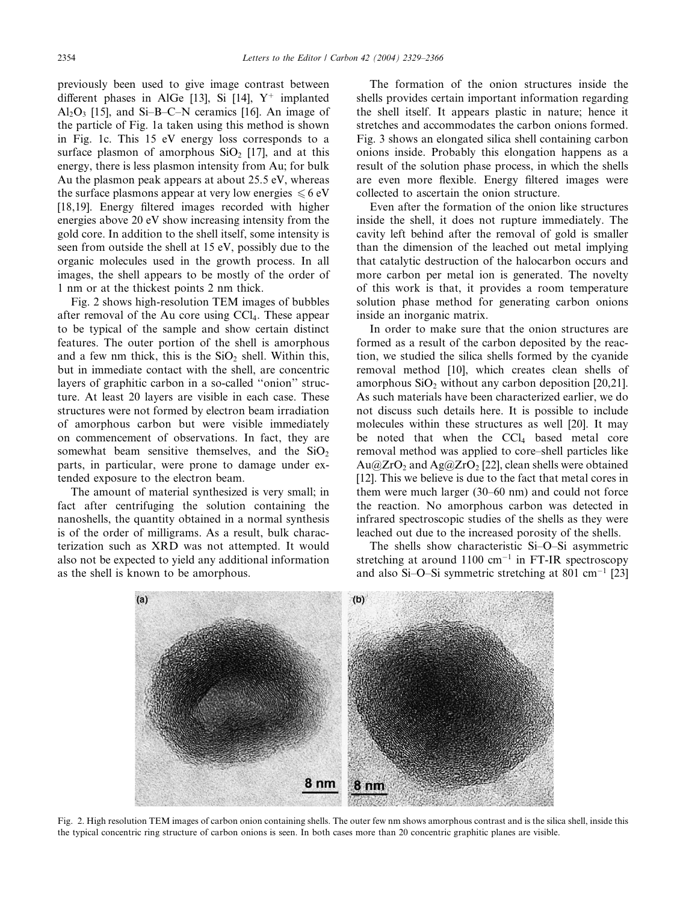previously been used to give image contrast between different phases in AlGe [13], Si [14], $Y^+$ implanted $Al_2O_3$ [15], and Si–B–C–N ceramics [16]. An image of the particle of Fig. 1a taken using this method is shown in Fig. 1c. This 15 eV energy loss corresponds to a surface plasmon of amorphous $SiO_2$ [17], and at this energy, there is less plasmon intensity from Au; for bulk Au the plasmon peak appears at about 25.5 eV, whereas the surface plasmons appear at very low energies $\leqslant 6$ eV [18,19]. Energy filtered images recorded with higher energies above 20 eV show increasing intensity from the gold core. In addition to the shell itself, some intensity is seen from outside the shell at 15 eV, possibly due to the organic molecules used in the growth process. In all images, the shell appears to be mostly of the order of 1 nm or at the thickest points 2 nm thick.

Fig. 2 shows high-resolution TEM images of bubbles after removal of the Au core using $CCl_4$. These appear to be typical of the sample and show certain distinct features. The outer portion of the shell is amorphous and a few nm thick, this is the $SiO_2$ shell. Within this, but in immediate contact with the shell, are concentric layers of graphitic carbon in a so-called ''onion'' structure. At least 20 layers are visible in each case. These structures were not formed by electron beam irradiation of amorphous carbon but were visible immediately on commencement of observations. In fact, they are somewhat beam sensitive themselves, and the $SiO_2$ parts, in particular, were prone to damage under extended exposure to the electron beam.

The amount of material synthesized is very small; in fact after centrifuging the solution containing the nanoshells, the quantity obtained in a normal synthesis is of the order of milligrams. As a result, bulk characterization such as XRD was not attempted. It would also not be expected to yield any additional information as the shell is known to be amorphous.

The formation of the onion structures inside the shells provides certain important information regarding the shell itself. It appears plastic in nature; hence it stretches and accommodates the carbon onions formed. Fig. 3 shows an elongated silica shell containing carbon onions inside. Probably this elongation happens as a result of the solution phase process, in which the shells are even more flexible. Energy filtered images were collected to ascertain the onion structure.

Even after the formation of the onion like structures inside the shell, it does not rupture immediately. The cavity left behind after the removal of gold is smaller than the dimension of the leached out metal implying that catalytic destruction of the halocarbon occurs and more carbon per metal ion is generated. The novelty of this work is that, it provides a room temperature solution phase method for generating carbon onions inside an inorganic matrix.

In order to make sure that the onion structures are formed as a result of the carbon deposited by the reaction, we studied the silica shells formed by the cyanide removal method [10], which creates clean shells of amorphous $SiO_2$ without any carbon deposition [20,21]. As such materials have been characterized earlier, we do not discuss such details here. It is possible to include molecules within these structures as well [20]. It may be noted that when the $CCl_4$ based metal core removal method was applied to core–shell particles like $Au@ZrO_2$ and $Ag@ZrO_2$ [22], clean shells were obtained [12]. This we believe is due to the fact that metal cores in them were much larger (30–60 nm) and could not force the reaction. No amorphous carbon was detected in infrared spectroscopic studies of the shells as they were leached out due to the increased porosity of the shells.

The shells show characteristic Si–O–Si asymmetric stretching at around 1100 $cm^{-1}$ in FT-IR spectroscopy and also Si–O–Si symmetric stretching at 801 $cm^{-1}$ [23]

(a) 8 nm (b) 8 nm

Fig. 2. High resolution TEM images of carbon onion containing shells. The outer few nm shows amorphous contrast and is the silica shell, inside this the typical concentric ring structure of carbon onions is seen. In both cases more than 20 concentric graphitic planes are visible.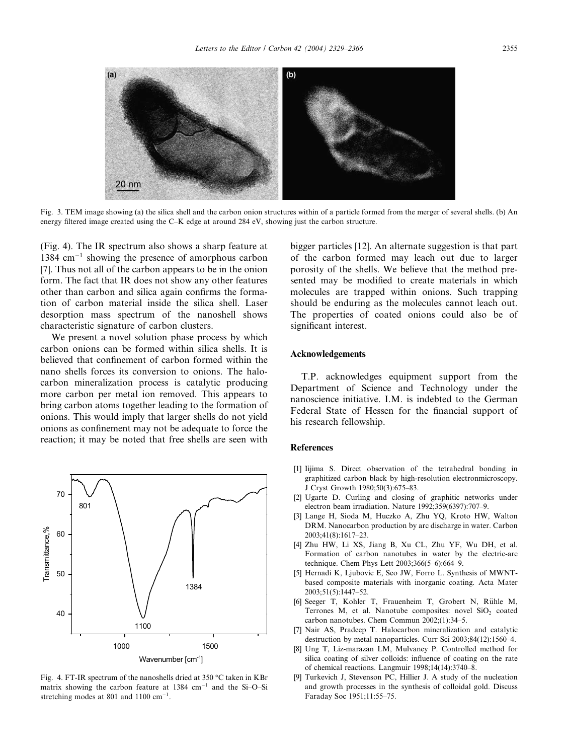Fig. 3. TEM image showing (a) the silica shell and the carbon onion structures within of a particle formed from the merger of several shells. (b) An energy filtered image created using the C–K edge at around 284 eV, showing just the carbon structure.

(Fig. 4). The IR spectrum also shows a sharp feature at 1384 $cm^{-1}$ showing the presence of amorphous carbon [7]. Thus not all of the carbon appears to be in the onion form. The fact that IR does not show any other features other than carbon and silica again confirms the formation of carbon material inside the silica shell. Laser desorption mass spectrum of the nanoshell shows characteristic signature of carbon clusters.

We present a novel solution phase process by which carbon onions can be formed within silica shells. It is believed that confinement of carbon formed within the nano shells forces its conversion to onions. The halocarbon mineralization process is catalytic producing more carbon per metal ion removed. This appears to bring carbon atoms together leading to the formation of onions. This would imply that larger shells do not yield onions as confinement may not be adequate to force the reaction; it may be noted that free shells are seen with bigger particles [12]. An alternate suggestion is that part of the carbon formed may leach out due to larger porosity of the shells. We believe that the method presented may be modified to create materials in which molecules are trapped within onions. Such trapping should be enduring as the molecules cannot leach out. The properties of coated onions could also be of significant interest.

Fig. 4. FT-IR spectrum of the nanoshells dried at 350 °C taken in KBr matrix showing the carbon feature at 1384 $cm^{-1}$ and the Si–O–Si stretching modes at 801 and 1100 $cm^{-1}$.

## Acknowledgements

T.P. acknowledges equipment support from the Department of Science and Technology under the nanoscience initiative. I.M. is indebted to the German Federal State of Hessen for the financial support of his research fellowship.

## References

[1] Iijima S. Direct observation of the tetrahedral bonding in graphitized carbon black by high-resolution electronmicroscopy. J Cryst Growth 1980;50(3):675–83.

[2] Ugarte D. Curling and closing of graphitic networks under electron beam irradiation. Nature 1992;359(6397):707–9.

[3] Lange H, Sioda M, Huczko A, Zhu YQ, Kroto HW, Walton DRM. Nanocarbon production by arc discharge in water. Carbon 2003;41(8):1617–23.

[4] Zhu HW, Li XS, Jiang B, Xu CL, Zhu YF, Wu DH, et al. Formation of carbon nanotubes in water by the electric-arc technique. Chem Phys Lett 2003;366(5–6):664–9.

[5] Hernadi K, Ljubovic E, Seo JW, Forro L. Synthesis of MWNT-based composite materials with inorganic coating. Acta Mater 2003;51(5):1447–52.

[6] Seeger T, Kohler T, Frauenheim T, Grobert N, Rühle M, Terrones M, et al. Nanotube composites: novel $SiO_2$ coated carbon nanotubes. Chem Commun 2002;(1):34–5.

[7] Nair AS, Pradeep T. Halocarbon mineralization and catalytic destruction by metal nanoparticles. Curr Sci 2003;84(12):1560–4.

[8] Ung T, Liz-marazan LM, Mulvaney P. Controlled method for silica coating of silver colloids: influence of coating on the rate of chemical reactions. Langmuir 1998;14(14):3740–8.

[9] Turkevich J, Stevenson PC, Hillier J. A study of the nucleation and growth processes in the synthesis of colloidal gold. Discuss Faraday Soc 1951;11:55–75.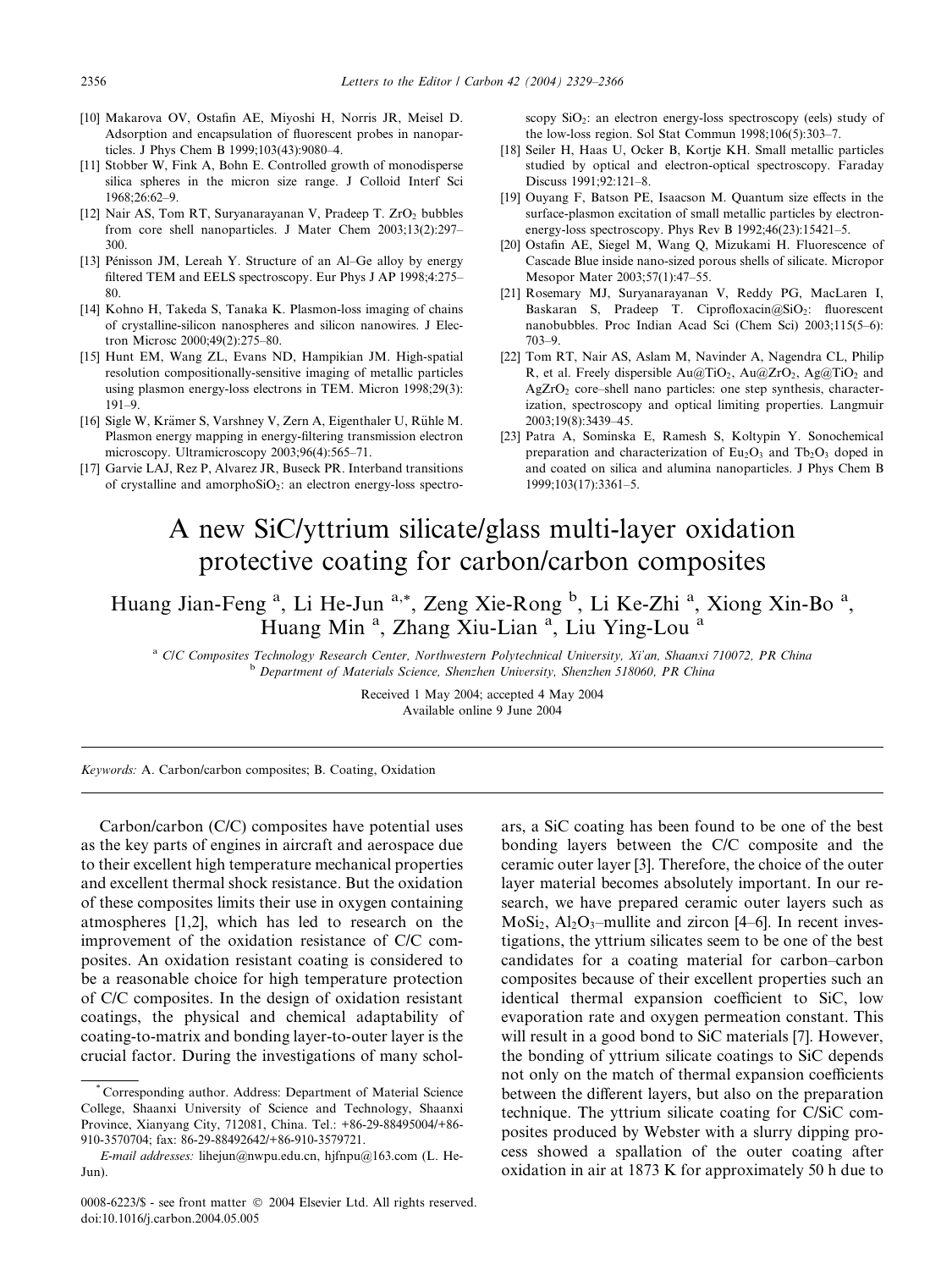[10] Makarova OV, Ostafin AE, Miyoshi H, Norris JR, Meisel D. Adsorption and encapsulation of fluorescent probes in nanoparticles. J Phys Chem B 1999;103(43):9080–4.

[11] Stobber W, Fink A, Bohn E. Controlled growth of monodisperse silica spheres in the micron size range. J Colloid Interf Sci 1968;26:62–9.

[12] Nair AS, Tom RT, Suryanarayanan V, Pradeep T. $ZrO_2$ bubbles from core shell nanoparticles. J Mater Chem 2003;13(2):297–300.

[13] Pénisson JM, Lereah Y. Structure of an Al–Ge alloy by energy filtered TEM and EELS spectroscopy. Eur Phys J AP 1998;4:275–80.

[14] Kohno H, Takeda S, Tanaka K. Plasmon-loss imaging of chains of crystalline-silicon nanospheres and silicon nanowires. J Electron Microsc 2000;49(2):275–80.

[15] Hunt EM, Wang ZL, Evans ND, Hampikian JM. High-spatial resolution compositionally-sensitive imaging of metallic particles using plasmon energy-loss electrons in TEM. Micron 1998;29(3):191–9.

[16] Sigle W, Krämer S, Varshney V, Zern A, Eigenthaler U, Rühle M. Plasmon energy mapping in energy-filtering transmission electron microscopy. Ultramicroscopy 2003;96(4):565–71.

[17] Garvie LAJ, Rez P, Alvarez JR, Buseck PR. Interband transitions of crystalline and amorphoSiO₂: an electron energy-loss spectroscopy $SiO_2$: an electron energy-loss spectroscopy (eels) study of the low-loss region. Sol Stat Commun 1998;106(5):303–7.

[18] Seiler H, Haas U, Ocker B, Kortje KH. Small metallic particles studied by optical and electron-optical spectroscopy. Faraday Discuss 1991;92:121–8.

[19] Ouyang F, Batson PE, Isaacson M. Quantum size effects in the surface-plasmon excitation of small metallic particles by electron-energy-loss spectroscopy. Phys Rev B 1992;46(23):15421–5.

[20] Ostafin AE, Siegel M, Wang Q, Mizukami H. Fluorescence of Cascade Blue inside nano-sized porous shells of silicate. Micropor Mesopor Mater 2003;57(1):47–55.

[21] Rosemary MJ, Suryanarayanan V, Reddy PG, MacLaren I, Baskaran S, Pradeep T. Ciprofloxacin@$SiO_2$: fluorescent nanobubbles. Proc Indian Acad Sci (Chem Sci) 2003;115(5–6):703–9.

[22] Tom RT, Nair AS, Aslam M, Navinder A, Nagendra CL, Philip R, et al. Freely dispersible Au@$TiO_2$, Au@$ZrO_2$, Ag@$TiO_2$ and Ag$ZrO_2$ core–shell nano particles: one step synthesis, characterization, spectroscopy and optical limiting properties. Langmuir 2003;19(8):3439–45.

[23] Patra A, Sominska E, Ramesh S, Koltypin Y. Sonochemical preparation and characterization of $Eu_2O_3$ and $Tb_2O_3$ doped in and coated on silica and alumina nanoparticles. J Phys Chem B 1999;103(17):3361–5.

# A new SiC/yttrium silicate/glass multi-layer oxidation protective coating for carbon/carbon composites

Huang Jian-Feng [a], Li He-Jun [a,*], Zeng Xie-Rong [b], Li Ke-Zhi [a], Xiong Xin-Bo [a], Huang Min [a], Zhang Xiu-Lian [a], Liu Ying-Lou [a]

[a] C/C Composites Technology Research Center, Northwestern Polytechnical University, Xi'an, Shaanxi 710072, PR China
[b] Department of Materials Science, Shenzhen University, Shenzhen 518060, PR China

Received 1 May 2004; accepted 4 May 2004
Available online 9 June 2004

*Keywords:* A. Carbon/carbon composites; B. Coating, Oxidation

Carbon/carbon (C/C) composites have potential uses as the key parts of engines in aircraft and aerospace due to their excellent high temperature mechanical properties and excellent thermal shock resistance. But the oxidation of these composites limits their use in oxygen containing atmospheres [1,2], which has led to research on the improvement of the oxidation resistance of C/C composites. An oxidation resistant coating is considered to be a reasonable choice for high temperature protection of C/C composites. In the design of oxidation resistant coatings, the physical and chemical adaptability of coating-to-matrix and bonding layer-to-outer layer is the crucial factor. During the investigations of many scholars, a SiC coating has been found to be one of the best bonding layers between the C/C composite and the ceramic outer layer [3]. Therefore, the choice of the outer layer material becomes absolutely important. In our research, we have prepared ceramic outer layers such as $MoSi_2$, $Al_2O_3$–mullite and zircon [4–6]. In recent investigations, the yttrium silicates seem to be one of the best candidates for a coating material for carbon–carbon composites because of their excellent properties such an identical thermal expansion coefficient to SiC, low evaporation rate and oxygen permeation constant. This will result in a good bond to SiC materials [7]. However, the bonding of yttrium silicate coatings to SiC depends not only on the match of thermal expansion coefficients between the different layers, but also on the preparation technique. The yttrium silicate coating for C/SiC composites produced by Webster with a slurry dipping process showed a spallation of the outer coating after oxidation in air at 1873 K for approximately 50 h due to

\* Corresponding author. Address: Department of Material Science College, Shaanxi University of Science and Technology, Shaanxi Province, Xianyang City, 712081, China. Tel.: +86-29-88495004/+86-910-3570704; fax: 86-29-88492642/+86-910-3579721.

*E-mail addresses:* lihejun@nwpu.edu.cn, hjfnpu@163.com (L. He-Jun).

0008-6223/$ - see front matter © 2004 Elsevier Ltd. All rights reserved.
doi:10.1016/j.carbon.2004.05.005